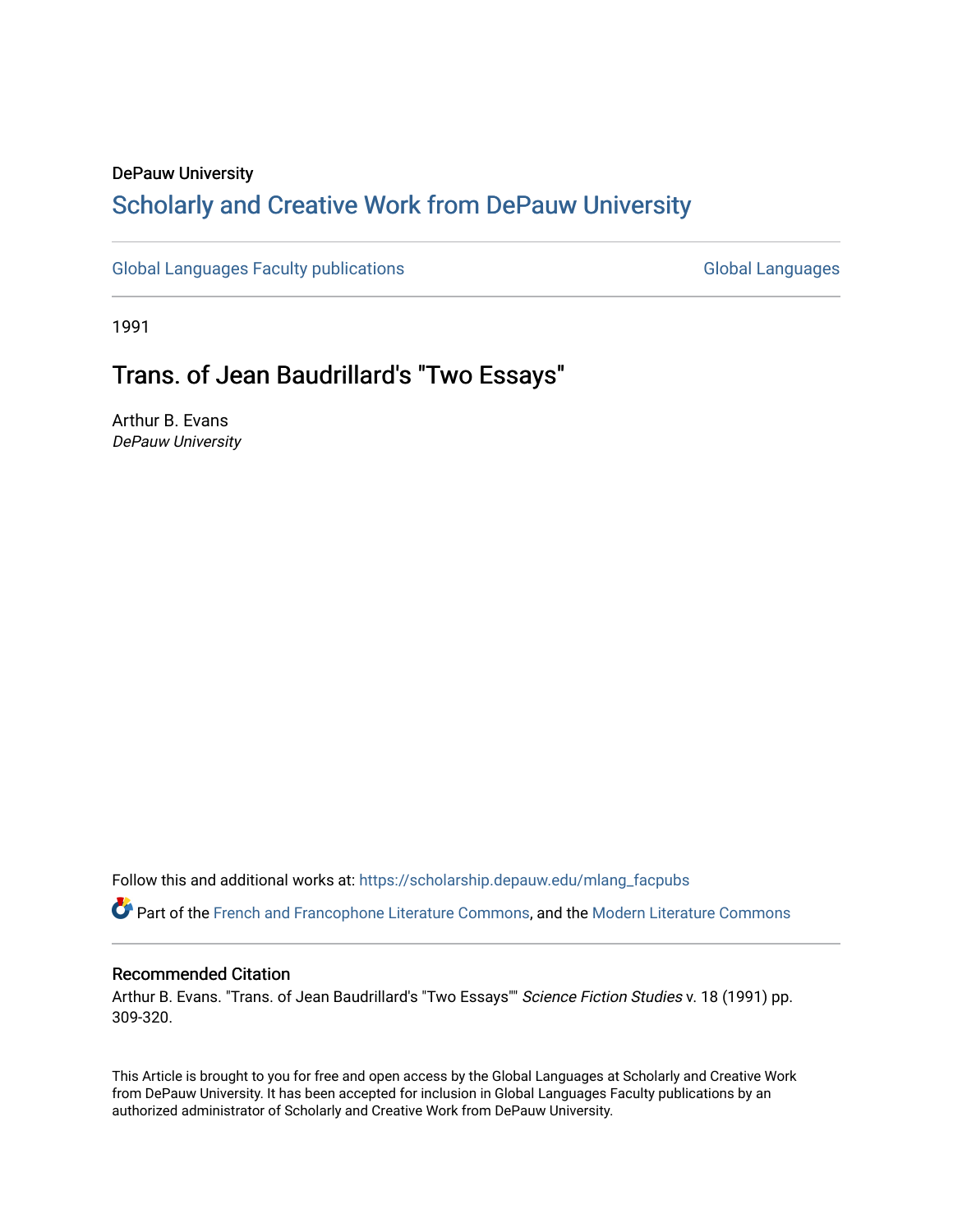DePauw University

# Scholarly and Creative Work from DePauw University

Global Languages Faculty publications

Global Languages

1991

## Trans. of Jean Baudrillard's "Two Essays"

Arthur B. Evans
*DePauw University*

Follow this and additional works at: https://scholarship.depauw.edu/mlang_facpubs

Part of the French and Francophone Literature Commons, and the Modern Literature Commons

### Recommended Citation

Arthur B. Evans. "Trans. of Jean Baudrillard's "Two Essays"" *Science Fiction Studies* v. 18 (1991) pp. 309-320.

This Article is brought to you for free and open access by the Global Languages at Scholarly and Creative Work from DePauw University. It has been accepted for inclusion in Global Languages Faculty publications by an authorized administrator of Scholarly and Creative Work from DePauw University.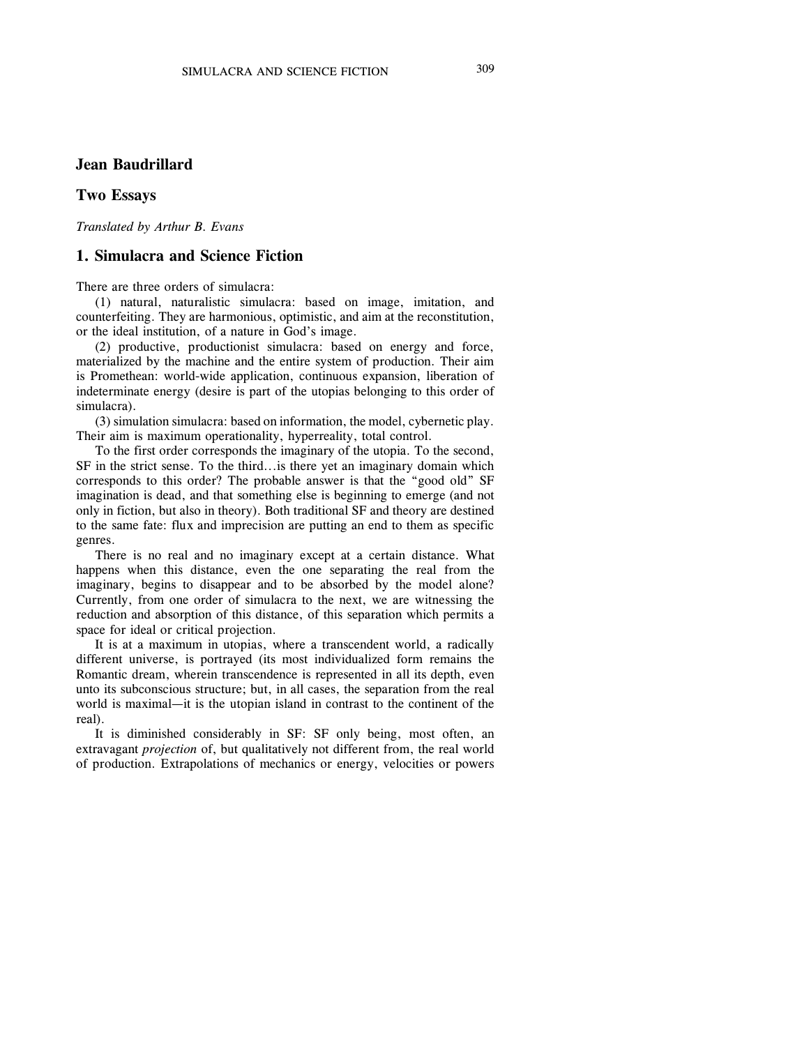# Jean Baudrillard

## Two Essays

*Translated by Arthur B. Evans*

## 1. Simulacra and Science Fiction

There are three orders of simulacra:

(1) natural, naturalistic simulacra: based on image, imitation, and counterfeiting. They are harmonious, optimistic, and aim at the reconstitution, or the ideal institution, of a nature in God's image.

(2) productive, productionist simulacra: based on energy and force, materialized by the machine and the entire system of production. Their aim is Promethean: world-wide application, continuous expansion, liberation of indeterminate energy (desire is part of the utopias belonging to this order of simulacra).

(3) simulation simulacra: based on information, the model, cybernetic play. Their aim is maximum operationality, hyperreality, total control.

To the first order corresponds the imaginary of the utopia. To the second, SF in the strict sense. To the third…is there yet an imaginary domain which corresponds to this order? The probable answer is that the "good old" SF imagination is dead, and that something else is beginning to emerge (and not only in fiction, but also in theory). Both traditional SF and theory are destined to the same fate: flux and imprecision are putting an end to them as specific genres.

There is no real and no imaginary except at a certain distance. What happens when this distance, even the one separating the real from the imaginary, begins to disappear and to be absorbed by the model alone? Currently, from one order of simulacra to the next, we are witnessing the reduction and absorption of this distance, of this separation which permits a space for ideal or critical projection.

It is at a maximum in utopias, where a transcendent world, a radically different universe, is portrayed (its most individualized form remains the Romantic dream, wherein transcendence is represented in all its depth, even unto its subconscious structure; but, in all cases, the separation from the real world is maximal—it is the utopian island in contrast to the continent of the real).

It is diminished considerably in SF: SF only being, most often, an extravagant *projection* of, but qualitatively not different from, the real world of production. Extrapolations of mechanics or energy, velocities or powers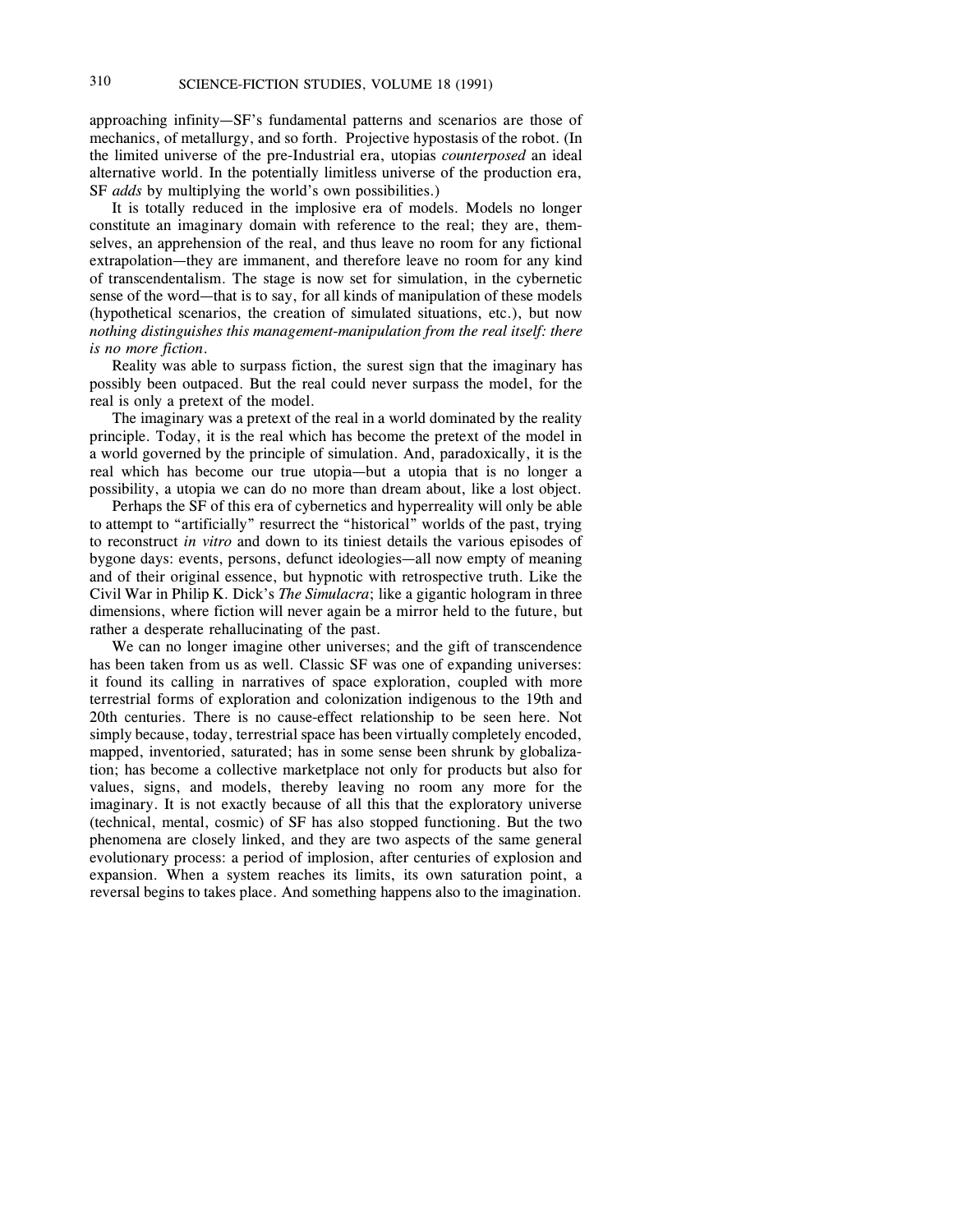approaching infinity—SF's fundamental patterns and scenarios are those of mechanics, of metallurgy, and so forth. Projective hypostasis of the robot. (In the limited universe of the pre-Industrial era, utopias *counterposed* an ideal alternative world. In the potentially limitless universe of the production era, SF *adds* by multiplying the world's own possibilities.)

It is totally reduced in the implosive era of models. Models no longer constitute an imaginary domain with reference to the real; they are, themselves, an apprehension of the real, and thus leave no room for any fictional extrapolation—they are immanent, and therefore leave no room for any kind of transcendentalism. The stage is now set for simulation, in the cybernetic sense of the word—that is to say, for all kinds of manipulation of these models (hypothetical scenarios, the creation of simulated situations, etc.), but now *nothing distinguishes this management-manipulation from the real itself: there is no more fiction*.

Reality was able to surpass fiction, the surest sign that the imaginary has possibly been outpaced. But the real could never surpass the model, for the real is only a pretext of the model.

The imaginary was a pretext of the real in a world dominated by the reality principle. Today, it is the real which has become the pretext of the model in a world governed by the principle of simulation. And, paradoxically, it is the real which has become our true utopia—but a utopia that is no longer a possibility, a utopia we can do no more than dream about, like a lost object.

Perhaps the SF of this era of cybernetics and hyperreality will only be able to attempt to "artificially" resurrect the "historical" worlds of the past, trying to reconstruct *in vitro* and down to its tiniest details the various episodes of bygone days: events, persons, defunct ideologies—all now empty of meaning and of their original essence, but hypnotic with retrospective truth. Like the Civil War in Philip K. Dick's *The Simulacra*; like a gigantic hologram in three dimensions, where fiction will never again be a mirror held to the future, but rather a desperate rehallucinating of the past.

We can no longer imagine other universes; and the gift of transcendence has been taken from us as well. Classic SF was one of expanding universes: it found its calling in narratives of space exploration, coupled with more terrestrial forms of exploration and colonization indigenous to the 19th and 20th centuries. There is no cause-effect relationship to be seen here. Not simply because, today, terrestrial space has been virtually completely encoded, mapped, inventoried, saturated; has in some sense been shrunk by globalization; has become a collective marketplace not only for products but also for values, signs, and models, thereby leaving no room any more for the imaginary. It is not exactly because of all this that the exploratory universe (technical, mental, cosmic) of SF has also stopped functioning. But the two phenomena are closely linked, and they are two aspects of the same general evolutionary process: a period of implosion, after centuries of explosion and expansion. When a system reaches its limits, its own saturation point, a reversal begins to takes place. And something happens also to the imagination.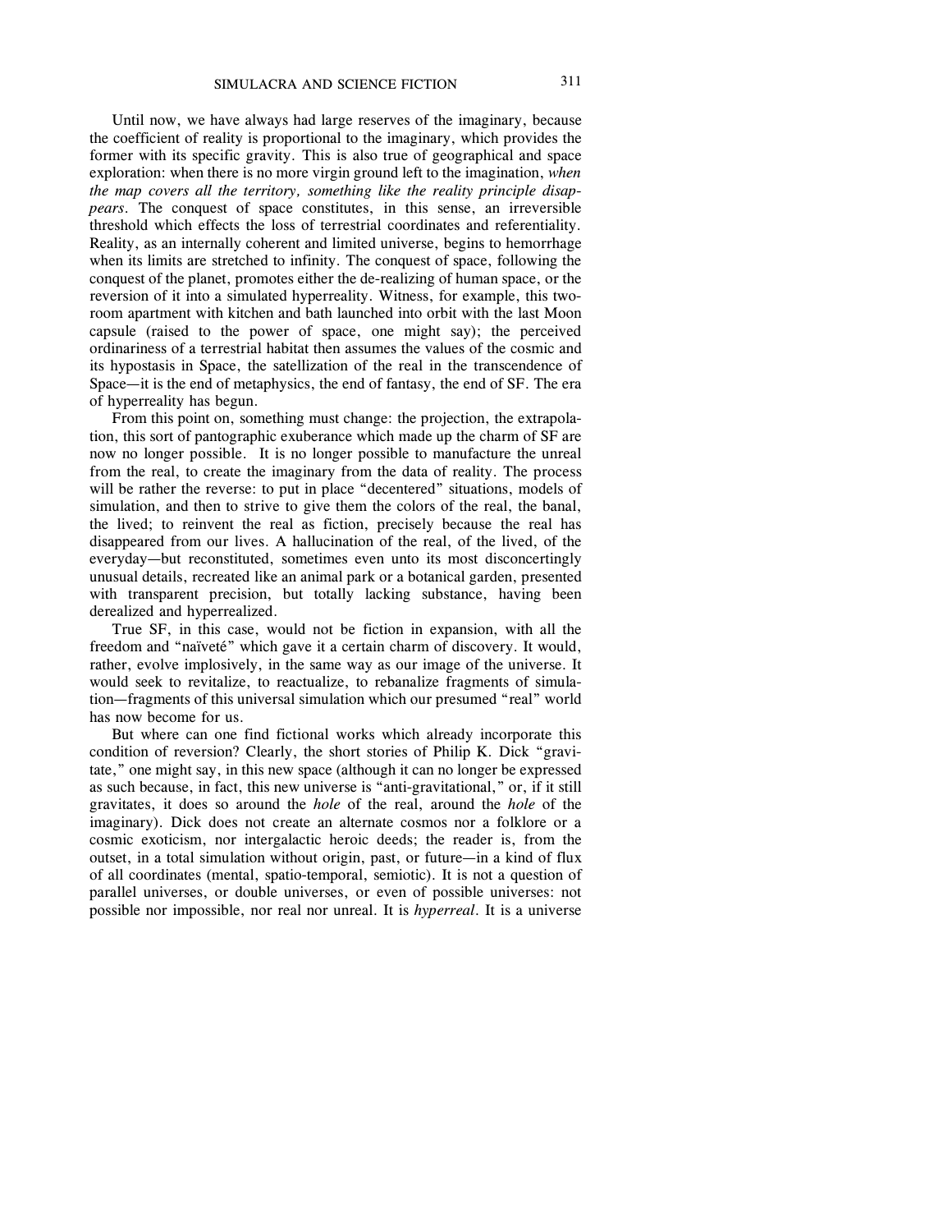Until now, we have always had large reserves of the imaginary, because the coefficient of reality is proportional to the imaginary, which provides the former with its specific gravity. This is also true of geographical and space exploration: when there is no more virgin ground left to the imagination, *when the map covers all the territory, something like the reality principle disappears*. The conquest of space constitutes, in this sense, an irreversible threshold which effects the loss of terrestrial coordinates and referentiality. Reality, as an internally coherent and limited universe, begins to hemorrhage when its limits are stretched to infinity. The conquest of space, following the conquest of the planet, promotes either the de-realizing of human space, or the reversion of it into a simulated hyperreality. Witness, for example, this two-room apartment with kitchen and bath launched into orbit with the last Moon capsule (raised to the power of space, one might say); the perceived ordinariness of a terrestrial habitat then assumes the values of the cosmic and its hypostasis in Space, the satellization of the real in the transcendence of Space—it is the end of metaphysics, the end of fantasy, the end of SF. The era of hyperreality has begun.

From this point on, something must change: the projection, the extrapolation, this sort of pantographic exuberance which made up the charm of SF are now no longer possible. It is no longer possible to manufacture the unreal from the real, to create the imaginary from the data of reality. The process will be rather the reverse: to put in place "decentered" situations, models of simulation, and then to strive to give them the colors of the real, the banal, the lived; to reinvent the real as fiction, precisely because the real has disappeared from our lives. A hallucination of the real, of the lived, of the everyday—but reconstituted, sometimes even unto its most disconcertingly unusual details, recreated like an animal park or a botanical garden, presented with transparent precision, but totally lacking substance, having been derealized and hyperrealized.

True SF, in this case, would not be fiction in expansion, with all the freedom and "naïveté" which gave it a certain charm of discovery. It would, rather, evolve implosively, in the same way as our image of the universe. It would seek to revitalize, to reactualize, to rebanalize fragments of simulation—fragments of this universal simulation which our presumed "real" world has now become for us.

But where can one find fictional works which already incorporate this condition of reversion? Clearly, the short stories of Philip K. Dick "gravitate," one might say, in this new space (although it can no longer be expressed as such because, in fact, this new universe is "anti-gravitational," or, if it still gravitates, it does so around the *hole* of the real, around the *hole* of the imaginary). Dick does not create an alternate cosmos nor a folklore or a cosmic exoticism, nor intergalactic heroic deeds; the reader is, from the outset, in a total simulation without origin, past, or future—in a kind of flux of all coordinates (mental, spatio-temporal, semiotic). It is not a question of parallel universes, or double universes, or even of possible universes: not possible nor impossible, nor real nor unreal. It is *hyperreal*. It is a universe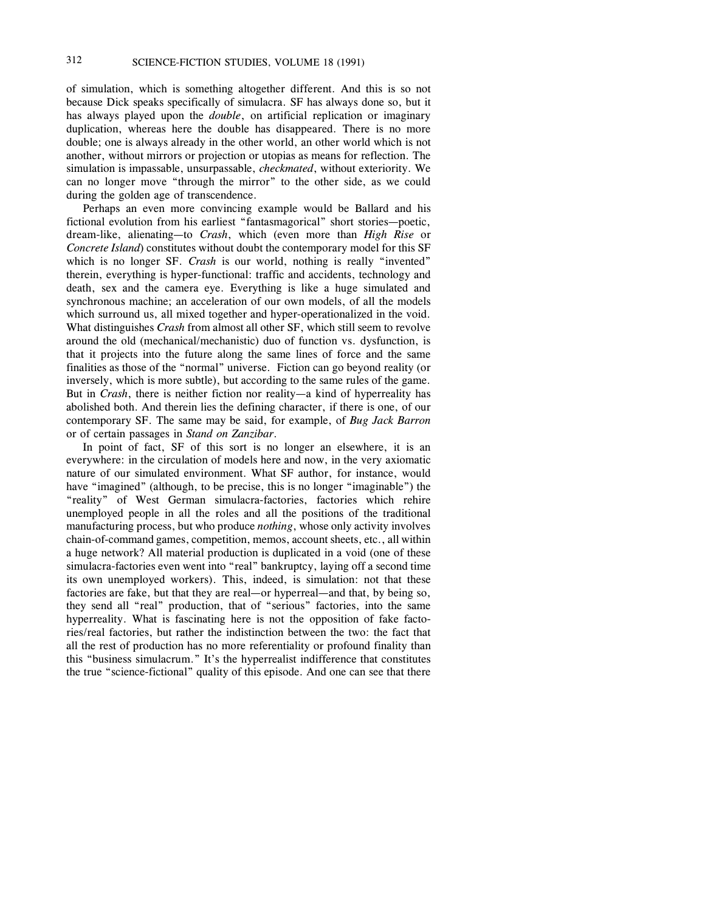of simulation, which is something altogether different. And this is so not because Dick speaks specifically of simulacra. SF has always done so, but it has always played upon the *double*, on artificial replication or imaginary duplication, whereas here the double has disappeared. There is no more double; one is always already in the other world, an other world which is not another, without mirrors or projection or utopias as means for reflection. The simulation is impassable, unsurpassable, *checkmated*, without exteriority. We can no longer move "through the mirror" to the other side, as we could during the golden age of transcendence.

Perhaps an even more convincing example would be Ballard and his fictional evolution from his earliest "fantasmagorical" short stories—poetic, dream-like, alienating—to *Crash*, which (even more than *High Rise* or *Concrete Island*) constitutes without doubt the contemporary model for this SF which is no longer SF. *Crash* is our world, nothing is really "invented" therein, everything is hyper-functional: traffic and accidents, technology and death, sex and the camera eye. Everything is like a huge simulated and synchronous machine; an acceleration of our own models, of all the models which surround us, all mixed together and hyper-operationalized in the void. What distinguishes *Crash* from almost all other SF, which still seem to revolve around the old (mechanical/mechanistic) duo of function vs. dysfunction, is that it projects into the future along the same lines of force and the same finalities as those of the "normal" universe. Fiction can go beyond reality (or inversely, which is more subtle), but according to the same rules of the game. But in *Crash*, there is neither fiction nor reality—a kind of hyperreality has abolished both. And therein lies the defining character, if there is one, of our contemporary SF. The same may be said, for example, of *Bug Jack Barron* or of certain passages in *Stand on Zanzibar*.

In point of fact, SF of this sort is no longer an elsewhere, it is an everywhere: in the circulation of models here and now, in the very axiomatic nature of our simulated environment. What SF author, for instance, would have "imagined" (although, to be precise, this is no longer "imaginable") the "reality" of West German simulacra-factories, factories which rehire unemployed people in all the roles and all the positions of the traditional manufacturing process, but who produce *nothing*, whose only activity involves chain-of-command games, competition, memos, account sheets, etc., all within a huge network? All material production is duplicated in a void (one of these simulacra-factories even went into "real" bankruptcy, laying off a second time its own unemployed workers). This, indeed, is simulation: not that these factories are fake, but that they are real—or hyperreal—and that, by being so, they send all "real" production, that of "serious" factories, into the same hyperreality. What is fascinating here is not the opposition of fake factories/real factories, but rather the indistinction between the two: the fact that all the rest of production has no more referentiality or profound finality than this "business simulacrum." It's the hyperrealist indifference that constitutes the true "science-fictional" quality of this episode. And one can see that there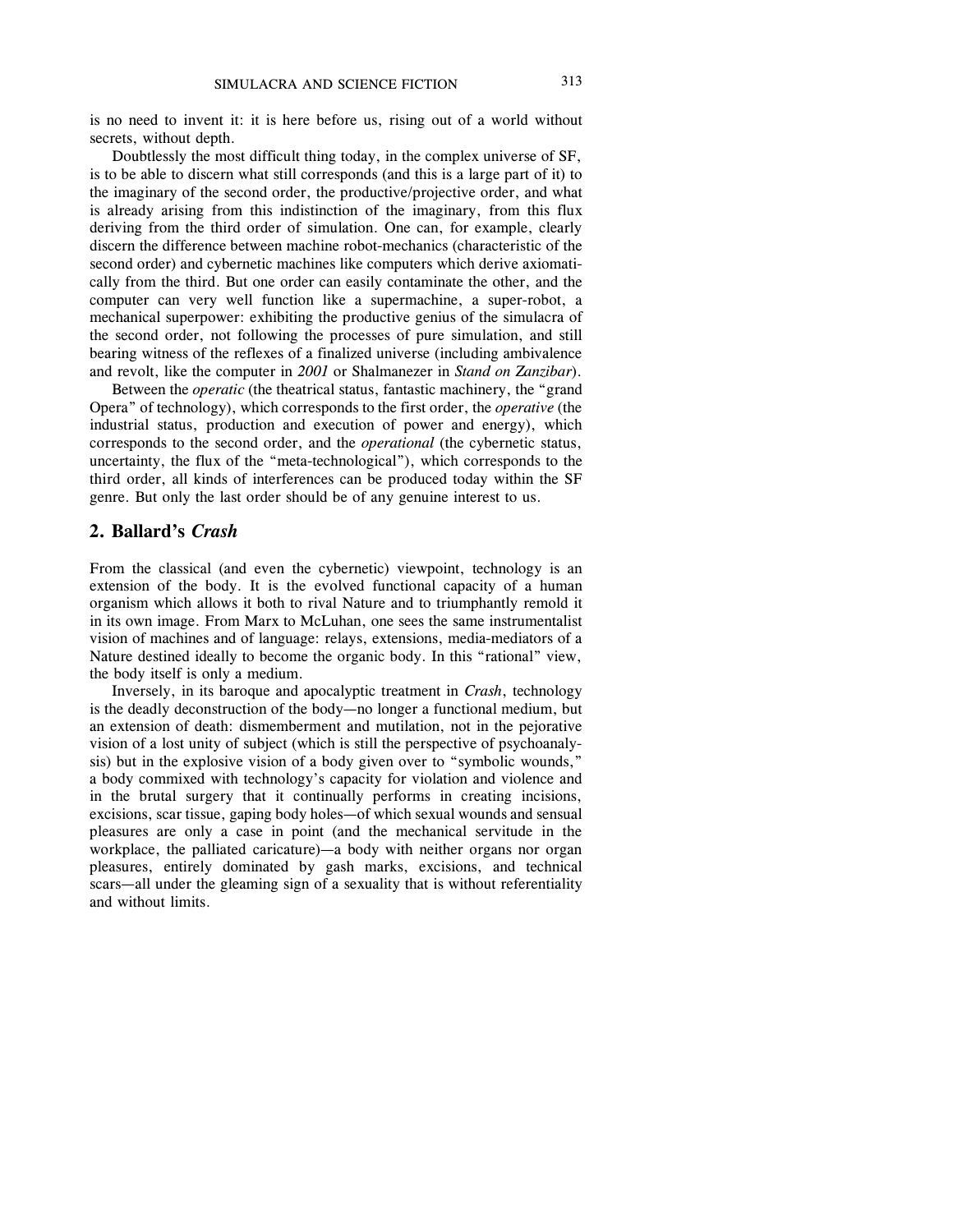is no need to invent it: it is here before us, rising out of a world without secrets, without depth.

Doubtlessly the most difficult thing today, in the complex universe of SF, is to be able to discern what still corresponds (and this is a large part of it) to the imaginary of the second order, the productive/projective order, and what is already arising from this indistinction of the imaginary, from this flux deriving from the third order of simulation. One can, for example, clearly discern the difference between machine robot-mechanics (characteristic of the second order) and cybernetic machines like computers which derive axiomatically from the third. But one order can easily contaminate the other, and the computer can very well function like a supermachine, a super-robot, a mechanical superpower: exhibiting the productive genius of the simulacra of the second order, not following the processes of pure simulation, and still bearing witness of the reflexes of a finalized universe (including ambivalence and revolt, like the computer in *2001* or Shalmanezer in *Stand on Zanzibar*).

Between the *operatic* (the theatrical status, fantastic machinery, the "grand Opera" of technology), which corresponds to the first order, the *operative* (the industrial status, production and execution of power and energy), which corresponds to the second order, and the *operational* (the cybernetic status, uncertainty, the flux of the "meta-technological"), which corresponds to the third order, all kinds of interferences can be produced today within the SF genre. But only the last order should be of any genuine interest to us.

## 2. Ballard's *Crash*

From the classical (and even the cybernetic) viewpoint, technology is an extension of the body. It is the evolved functional capacity of a human organism which allows it both to rival Nature and to triumphantly remold it in its own image. From Marx to McLuhan, one sees the same instrumentalist vision of machines and of language: relays, extensions, media-mediators of a Nature destined ideally to become the organic body. In this "rational" view, the body itself is only a medium.

Inversely, in its baroque and apocalyptic treatment in *Crash*, technology is the deadly deconstruction of the body—no longer a functional medium, but an extension of death: dismemberment and mutilation, not in the pejorative vision of a lost unity of subject (which is still the perspective of psychoanalysis) but in the explosive vision of a body given over to "symbolic wounds," a body commixed with technology's capacity for violation and violence and in the brutal surgery that it continually performs in creating incisions, excisions, scar tissue, gaping body holes—of which sexual wounds and sensual pleasures are only a case in point (and the mechanical servitude in the workplace, the palliated caricature)—a body with neither organs nor organ pleasures, entirely dominated by gash marks, excisions, and technical scars—all under the gleaming sign of a sexuality that is without referentiality and without limits.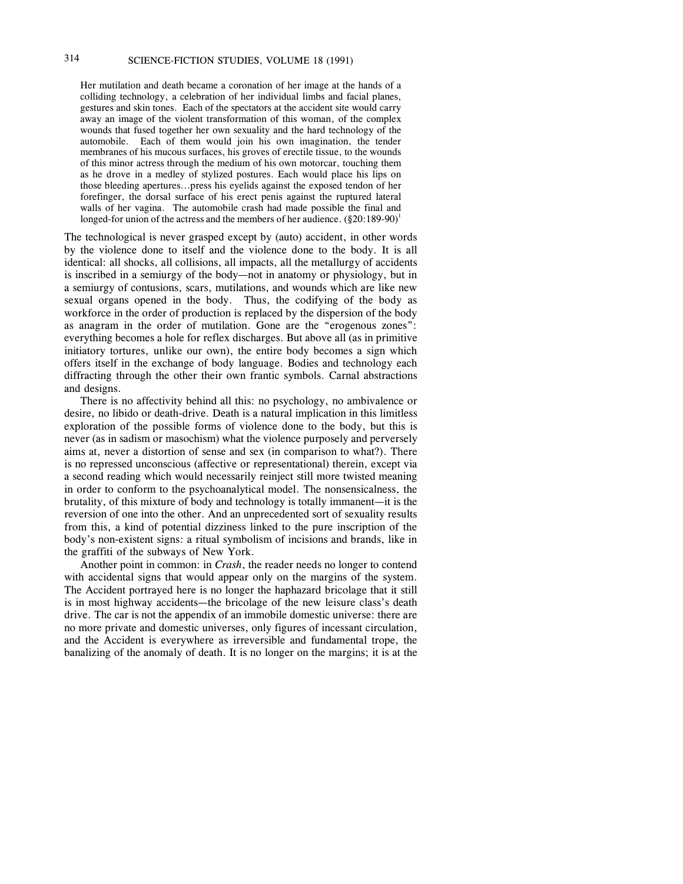> Her mutilation and death became a coronation of her image at the hands of a colliding technology, a celebration of her individual limbs and facial planes, gestures and skin tones. Each of the spectators at the accident site would carry away an image of the violent transformation of this woman, of the complex wounds that fused together her own sexuality and the hard technology of the automobile. Each of them would join his own imagination, the tender membranes of his mucous surfaces, his groves of erectile tissue, to the wounds of this minor actress through the medium of his own motorcar, touching them as he drove in a medley of stylized postures. Each would place his lips on those bleeding apertures…press his eyelids against the exposed tendon of her forefinger, the dorsal surface of his erect penis against the ruptured lateral walls of her vagina. The automobile crash had made possible the final and longed-for union of the actress and the members of her audience. (§20:189-90)[1]

The technological is never grasped except by (auto) accident, in other words by the violence done to itself and the violence done to the body. It is all identical: all shocks, all collisions, all impacts, all the metallurgy of accidents is inscribed in a semiurgy of the body—not in anatomy or physiology, but in a semiurgy of contusions, scars, mutilations, and wounds which are like new sexual organs opened in the body. Thus, the codifying of the body as workforce in the order of production is replaced by the dispersion of the body as anagram in the order of mutilation. Gone are the "erogenous zones": everything becomes a hole for reflex discharges. But above all (as in primitive initiatory tortures, unlike our own), the entire body becomes a sign which offers itself in the exchange of body language. Bodies and technology each diffracting through the other their own frantic symbols. Carnal abstractions and designs.

There is no affectivity behind all this: no psychology, no ambivalence or desire, no libido or death-drive. Death is a natural implication in this limitless exploration of the possible forms of violence done to the body, but this is never (as in sadism or masochism) what the violence purposely and perversely aims at, never a distortion of sense and sex (in comparison to what?). There is no repressed unconscious (affective or representational) therein, except via a second reading which would necessarily reinject still more twisted meaning in order to conform to the psychoanalytical model. The nonsensicalness, the brutality, of this mixture of body and technology is totally immanent—it is the reversion of one into the other. And an unprecedented sort of sexuality results from this, a kind of potential dizziness linked to the pure inscription of the body's non-existent signs: a ritual symbolism of incisions and brands, like in the graffiti of the subways of New York.

Another point in common: in *Crash*, the reader needs no longer to contend with accidental signs that would appear only on the margins of the system. The Accident portrayed here is no longer the haphazard bricolage that it still is in most highway accidents—the bricolage of the new leisure class's death drive. The car is not the appendix of an immobile domestic universe: there are no more private and domestic universes, only figures of incessant circulation, and the Accident is everywhere as irreversible and fundamental trope, the banalizing of the anomaly of death. It is no longer on the margins; it is at the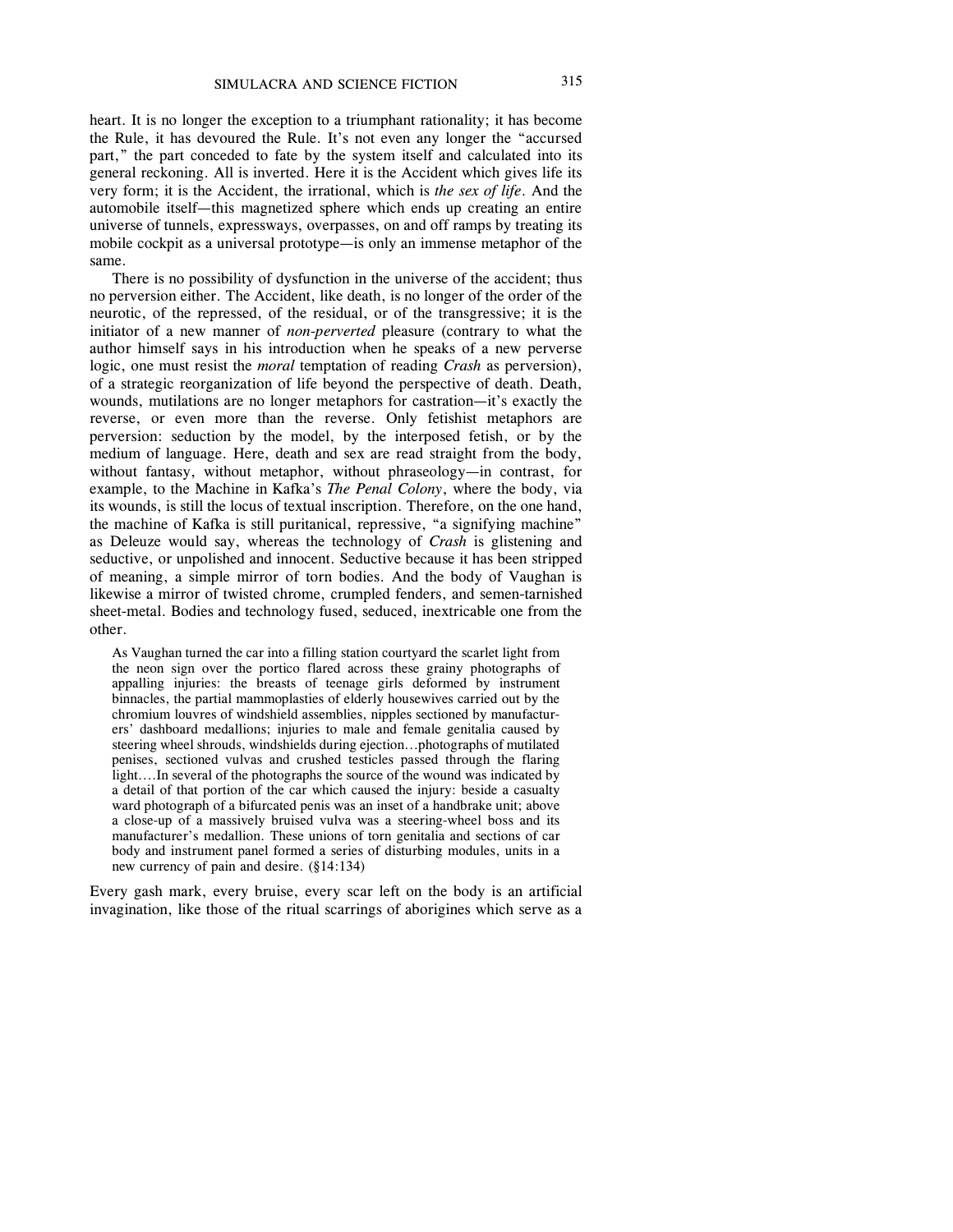heart. It is no longer the exception to a triumphant rationality; it has become the Rule, it has devoured the Rule. It's not even any longer the "accursed part," the part conceded to fate by the system itself and calculated into its general reckoning. All is inverted. Here it is the Accident which gives life its very form; it is the Accident, the irrational, which is *the sex of life*. And the automobile itself—this magnetized sphere which ends up creating an entire universe of tunnels, expressways, overpasses, on and off ramps by treating its mobile cockpit as a universal prototype—is only an immense metaphor of the same.

There is no possibility of dysfunction in the universe of the accident; thus no perversion either. The Accident, like death, is no longer of the order of the neurotic, of the repressed, of the residual, or of the transgressive; it is the initiator of a new manner of *non-perverted* pleasure (contrary to what the author himself says in his introduction when he speaks of a new perverse logic, one must resist the *moral* temptation of reading *Crash* as perversion), of a strategic reorganization of life beyond the perspective of death. Death, wounds, mutilations are no longer metaphors for castration—it's exactly the reverse, or even more than the reverse. Only fetishist metaphors are perversion: seduction by the model, by the interposed fetish, or by the medium of language. Here, death and sex are read straight from the body, without fantasy, without metaphor, without phraseology—in contrast, for example, to the Machine in Kafka's *The Penal Colony*, where the body, via its wounds, is still the locus of textual inscription. Therefore, on the one hand, the machine of Kafka is still puritanical, repressive, "a signifying machine" as Deleuze would say, whereas the technology of *Crash* is glistening and seductive, or unpolished and innocent. Seductive because it has been stripped of meaning, a simple mirror of torn bodies. And the body of Vaughan is likewise a mirror of twisted chrome, crumpled fenders, and semen-tarnished sheet-metal. Bodies and technology fused, seduced, inextricable one from the other.

> As Vaughan turned the car into a filling station courtyard the scarlet light from the neon sign over the portico flared across these grainy photographs of appalling injuries: the breasts of teenage girls deformed by instrument binnacles, the partial mammoplasties of elderly housewives carried out by the chromium louvres of windshield assemblies, nipples sectioned by manufacturers' dashboard medallions; injuries to male and female genitalia caused by steering wheel shrouds, windshields during ejection…photographs of mutilated penises, sectioned vulvas and crushed testicles passed through the flaring light….In several of the photographs the source of the wound was indicated by a detail of that portion of the car which caused the injury: beside a casualty ward photograph of a bifurcated penis was an inset of a handbrake unit; above a close-up of a massively bruised vulva was a steering-wheel boss and its manufacturer's medallion. These unions of torn genitalia and sections of car body and instrument panel formed a series of disturbing modules, units in a new currency of pain and desire. (§14:134)

Every gash mark, every bruise, every scar left on the body is an artificial invagination, like those of the ritual scarrings of aborigines which serve as a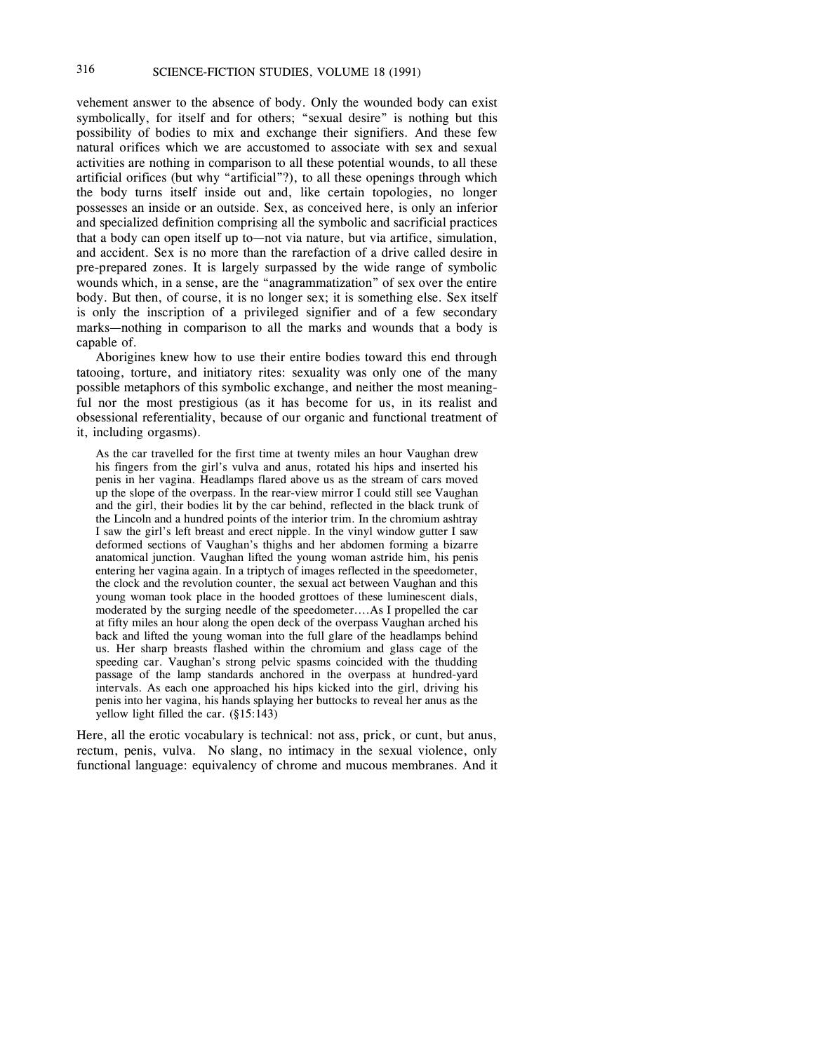vehement answer to the absence of body. Only the wounded body can exist symbolically, for itself and for others; "sexual desire" is nothing but this possibility of bodies to mix and exchange their signifiers. And these few natural orifices which we are accustomed to associate with sex and sexual activities are nothing in comparison to all these potential wounds, to all these artificial orifices (but why "artificial"?), to all these openings through which the body turns itself inside out and, like certain topologies, no longer possesses an inside or an outside. Sex, as conceived here, is only an inferior and specialized definition comprising all the symbolic and sacrificial practices that a body can open itself up to—not via nature, but via artifice, simulation, and accident. Sex is no more than the rarefaction of a drive called desire in pre-prepared zones. It is largely surpassed by the wide range of symbolic wounds which, in a sense, are the "anagrammatization" of sex over the entire body. But then, of course, it is no longer sex; it is something else. Sex itself is only the inscription of a privileged signifier and of a few secondary marks—nothing in comparison to all the marks and wounds that a body is capable of.

Aborigines knew how to use their entire bodies toward this end through tatooing, torture, and initiatory rites: sexuality was only one of the many possible metaphors of this symbolic exchange, and neither the most meaningful nor the most prestigious (as it has become for us, in its realist and obsessional referentiality, because of our organic and functional treatment of it, including orgasms).

> As the car travelled for the first time at twenty miles an hour Vaughan drew his fingers from the girl's vulva and anus, rotated his hips and inserted his penis in her vagina. Headlamps flared above us as the stream of cars moved up the slope of the overpass. In the rear-view mirror I could still see Vaughan and the girl, their bodies lit by the car behind, reflected in the black trunk of the Lincoln and a hundred points of the interior trim. In the chromium ashtray I saw the girl's left breast and erect nipple. In the vinyl window gutter I saw deformed sections of Vaughan's thighs and her abdomen forming a bizarre anatomical junction. Vaughan lifted the young woman astride him, his penis entering her vagina again. In a triptych of images reflected in the speedometer, the clock and the revolution counter, the sexual act between Vaughan and this young woman took place in the hooded grottoes of these luminescent dials, moderated by the surging needle of the speedometer....As I propelled the car at fifty miles an hour along the open deck of the overpass Vaughan arched his back and lifted the young woman into the full glare of the headlamps behind us. Her sharp breasts flashed within the chromium and glass cage of the speeding car. Vaughan's strong pelvic spasms coincided with the thudding passage of the lamp standards anchored in the overpass at hundred-yard intervals. As each one approached his hips kicked into the girl, driving his penis into her vagina, his hands splaying her buttocks to reveal her anus as the yellow light filled the car. (§15:143)

Here, all the erotic vocabulary is technical: not ass, prick, or cunt, but anus, rectum, penis, vulva. No slang, no intimacy in the sexual violence, only functional language: equivalency of chrome and mucous membranes. And it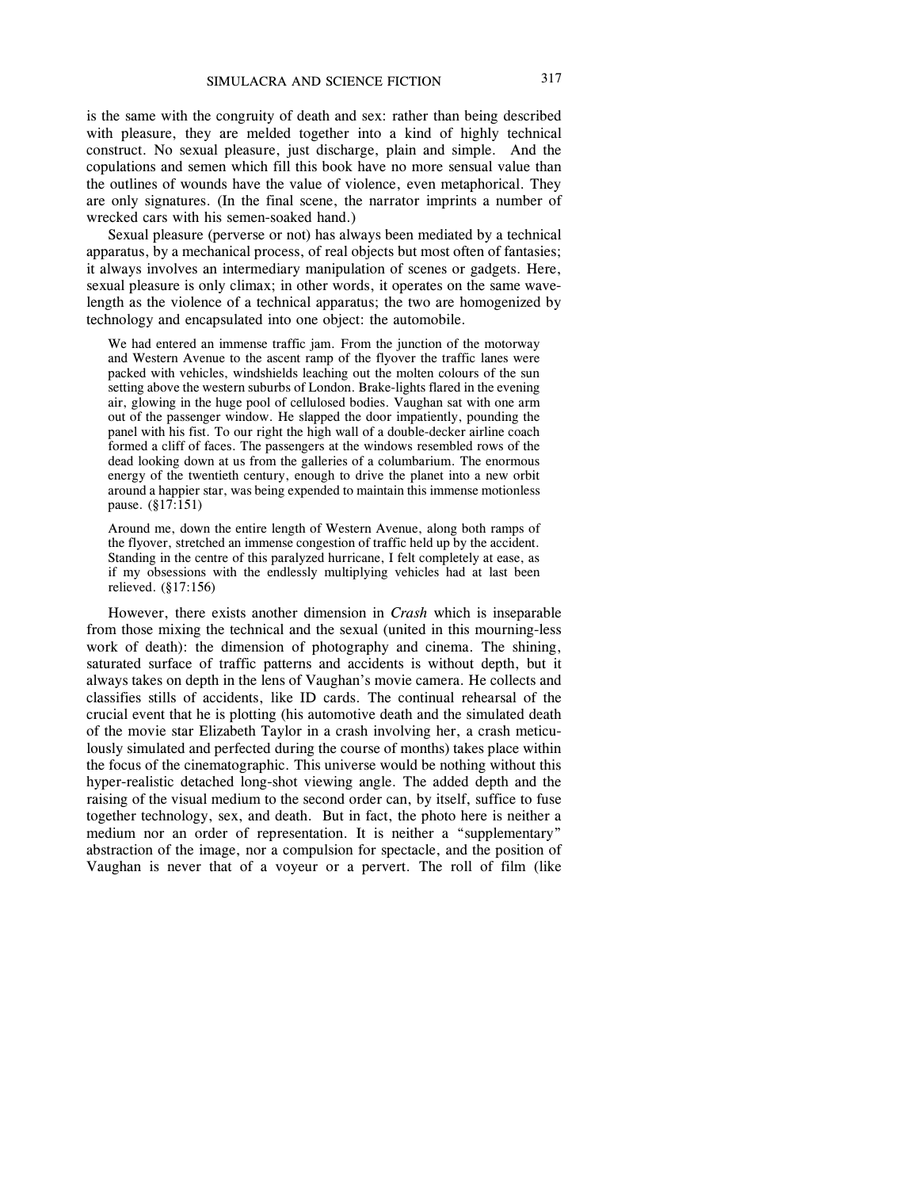is the same with the congruity of death and sex: rather than being described with pleasure, they are melded together into a kind of highly technical construct. No sexual pleasure, just discharge, plain and simple. And the copulations and semen which fill this book have no more sensual value than the outlines of wounds have the value of violence, even metaphorical. They are only signatures. (In the final scene, the narrator imprints a number of wrecked cars with his semen-soaked hand.)

Sexual pleasure (perverse or not) has always been mediated by a technical apparatus, by a mechanical process, of real objects but most often of fantasies; it always involves an intermediary manipulation of scenes or gadgets. Here, sexual pleasure is only climax; in other words, it operates on the same wavelength as the violence of a technical apparatus; the two are homogenized by technology and encapsulated into one object: the automobile.

> We had entered an immense traffic jam. From the junction of the motorway and Western Avenue to the ascent ramp of the flyover the traffic lanes were packed with vehicles, windshields leaching out the molten colours of the sun setting above the western suburbs of London. Brake-lights flared in the evening air, glowing in the huge pool of cellulosed bodies. Vaughan sat with one arm out of the passenger window. He slapped the door impatiently, pounding the panel with his fist. To our right the high wall of a double-decker airline coach formed a cliff of faces. The passengers at the windows resembled rows of the dead looking down at us from the galleries of a columbarium. The enormous energy of the twentieth century, enough to drive the planet into a new orbit around a happier star, was being expended to maintain this immense motionless pause. (§17:151)

> Around me, down the entire length of Western Avenue, along both ramps of the flyover, stretched an immense congestion of traffic held up by the accident. Standing in the centre of this paralyzed hurricane, I felt completely at ease, as if my obsessions with the endlessly multiplying vehicles had at last been relieved. (§17:156)

However, there exists another dimension in *Crash* which is inseparable from those mixing the technical and the sexual (united in this mourning-less work of death): the dimension of photography and cinema. The shining, saturated surface of traffic patterns and accidents is without depth, but it always takes on depth in the lens of Vaughan's movie camera. He collects and classifies stills of accidents, like ID cards. The continual rehearsal of the crucial event that he is plotting (his automotive death and the simulated death of the movie star Elizabeth Taylor in a crash involving her, a crash meticulously simulated and perfected during the course of months) takes place within the focus of the cinematographic. This universe would be nothing without this hyper-realistic detached long-shot viewing angle. The added depth and the raising of the visual medium to the second order can, by itself, suffice to fuse together technology, sex, and death. But in fact, the photo here is neither a medium nor an order of representation. It is neither a "supplementary" abstraction of the image, nor a compulsion for spectacle, and the position of Vaughan is never that of a voyeur or a pervert. The roll of film (like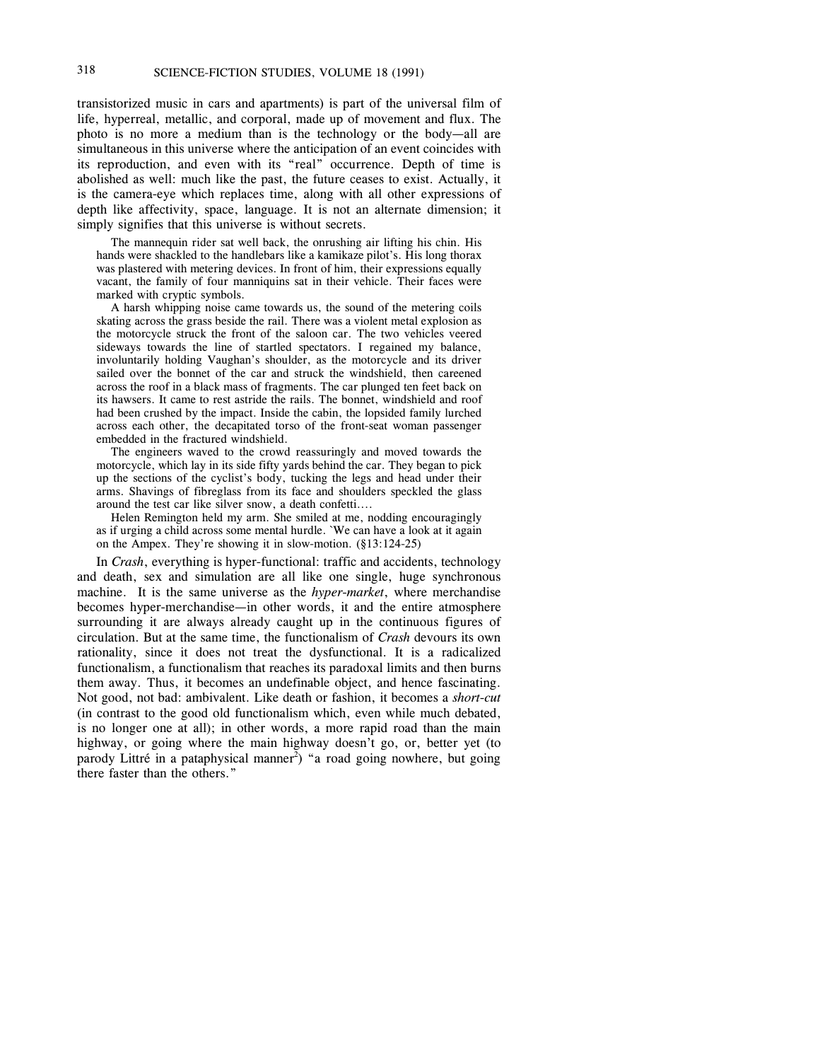transistorized music in cars and apartments) is part of the universal film of life, hyperreal, metallic, and corporal, made up of movement and flux. The photo is no more a medium than is the technology or the body—all are simultaneous in this universe where the anticipation of an event coincides with its reproduction, and even with its "real" occurrence. Depth of time is abolished as well: much like the past, the future ceases to exist. Actually, it is the camera-eye which replaces time, along with all other expressions of depth like affectivity, space, language. It is not an alternate dimension; it simply signifies that this universe is without secrets.

> The mannequin rider sat well back, the onrushing air lifting his chin. His hands were shackled to the handlebars like a kamikaze pilot's. His long thorax was plastered with metering devices. In front of him, their expressions equally vacant, the family of four manniquins sat in their vehicle. Their faces were marked with cryptic symbols.
>
> A harsh whipping noise came towards us, the sound of the metering coils skating across the grass beside the rail. There was a violent metal explosion as the motorcycle struck the front of the saloon car. The two vehicles veered sideways towards the line of startled spectators. I regained my balance, involuntarily holding Vaughan's shoulder, as the motorcycle and its driver sailed over the bonnet of the car and struck the windshield, then careened across the roof in a black mass of fragments. The car plunged ten feet back on its hawsers. It came to rest astride the rails. The bonnet, windshield and roof had been crushed by the impact. Inside the cabin, the lopsided family lurched across each other, the decapitated torso of the front-seat woman passenger embedded in the fractured windshield.
>
> The engineers waved to the crowd reassuringly and moved towards the motorcycle, which lay in its side fifty yards behind the car. They began to pick up the sections of the cyclist's body, tucking the legs and head under their arms. Shavings of fibreglass from its face and shoulders speckled the glass around the test car like silver snow, a death confetti....
>
> Helen Remington held my arm. She smiled at me, nodding encouragingly as if urging a child across some mental hurdle. `We can have a look at it again on the Ampex. They're showing it in slow-motion. (§13:124-25)

In *Crash*, everything is hyper-functional: traffic and accidents, technology and death, sex and simulation are all like one single, huge synchronous machine. It is the same universe as the *hyper-market*, where merchandise becomes hyper-merchandise—in other words, it and the entire atmosphere surrounding it are always already caught up in the continuous figures of circulation. But at the same time, the functionalism of *Crash* devours its own rationality, since it does not treat the dysfunctional. It is a radicalized functionalism, a functionalism that reaches its paradoxal limits and then burns them away. Thus, it becomes an undefinable object, and hence fascinating. Not good, not bad: ambivalent. Like death or fashion, it becomes a *short-cut* (in contrast to the good old functionalism which, even while much debated, is no longer one at all); in other words, a more rapid road than the main highway, or going where the main highway doesn't go, or, better yet (to parody Littré in a pataphysical manner[2]) "a road going nowhere, but going there faster than the others."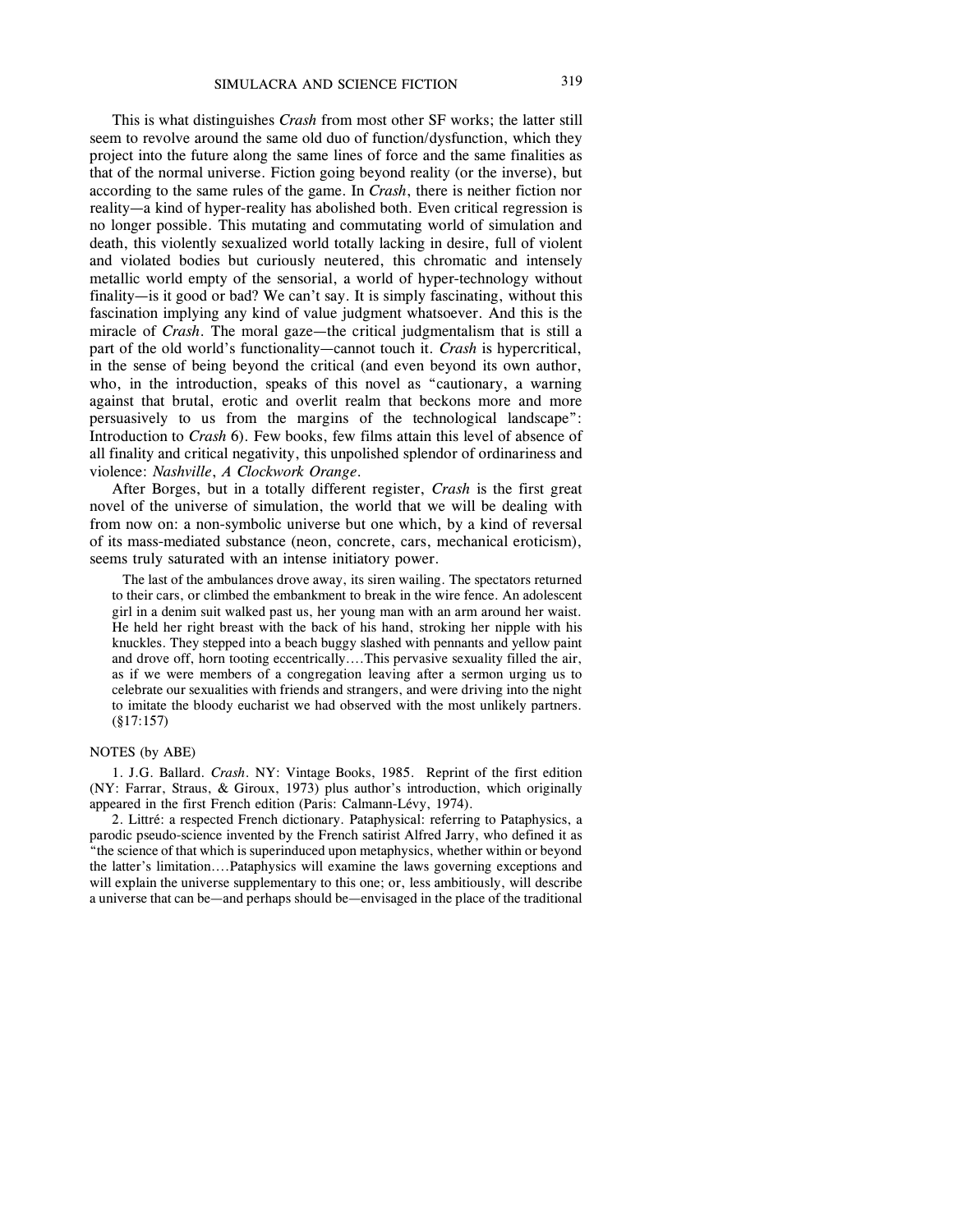This is what distinguishes *Crash* from most other SF works; the latter still seem to revolve around the same old duo of function/dysfunction, which they project into the future along the same lines of force and the same finalities as that of the normal universe. Fiction going beyond reality (or the inverse), but according to the same rules of the game. In *Crash*, there is neither fiction nor reality—a kind of hyper-reality has abolished both. Even critical regression is no longer possible. This mutating and commutating world of simulation and death, this violently sexualized world totally lacking in desire, full of violent and violated bodies but curiously neutered, this chromatic and intensely metallic world empty of the sensorial, a world of hyper-technology without finality—is it good or bad? We can't say. It is simply fascinating, without this fascination implying any kind of value judgment whatsoever. And this is the miracle of *Crash*. The moral gaze—the critical judgmentalism that is still a part of the old world's functionality—cannot touch it. *Crash* is hypercritical, in the sense of being beyond the critical (and even beyond its own author, who, in the introduction, speaks of this novel as "cautionary, a warning against that brutal, erotic and overlit realm that beckons more and more persuasively to us from the margins of the technological landscape": Introduction to *Crash* 6). Few books, few films attain this level of absence of all finality and critical negativity, this unpolished splendor of ordinariness and violence: *Nashville*, *A Clockwork Orange*.

After Borges, but in a totally different register, *Crash* is the first great novel of the universe of simulation, the world that we will be dealing with from now on: a non-symbolic universe but one which, by a kind of reversal of its mass-mediated substance (neon, concrete, cars, mechanical eroticism), seems truly saturated with an intense initiatory power.

> The last of the ambulances drove away, its siren wailing. The spectators returned to their cars, or climbed the embankment to break in the wire fence. An adolescent girl in a denim suit walked past us, her young man with an arm around her waist. He held her right breast with the back of his hand, stroking her nipple with his knuckles. They stepped into a beach buggy slashed with pennants and yellow paint and drove off, horn tooting eccentrically.…This pervasive sexuality filled the air, as if we were members of a congregation leaving after a sermon urging us to celebrate our sexualities with friends and strangers, and were driving into the night to imitate the bloody eucharist we had observed with the most unlikely partners. (§17:157)

NOTES (by ABE)

1. J.G. Ballard. *Crash*. NY: Vintage Books, 1985. Reprint of the first edition (NY: Farrar, Straus, & Giroux, 1973) plus author's introduction, which originally appeared in the first French edition (Paris: Calmann-Lévy, 1974).

2. Littré: a respected French dictionary. Pataphysical: referring to Pataphysics, a parodic pseudo-science invented by the French satirist Alfred Jarry, who defined it as "the science of that which is superinduced upon metaphysics, whether within or beyond the latter's limitation.…Pataphysics will examine the laws governing exceptions and will explain the universe supplementary to this one; or, less ambitiously, will describe a universe that can be—and perhaps should be—envisaged in the place of the traditional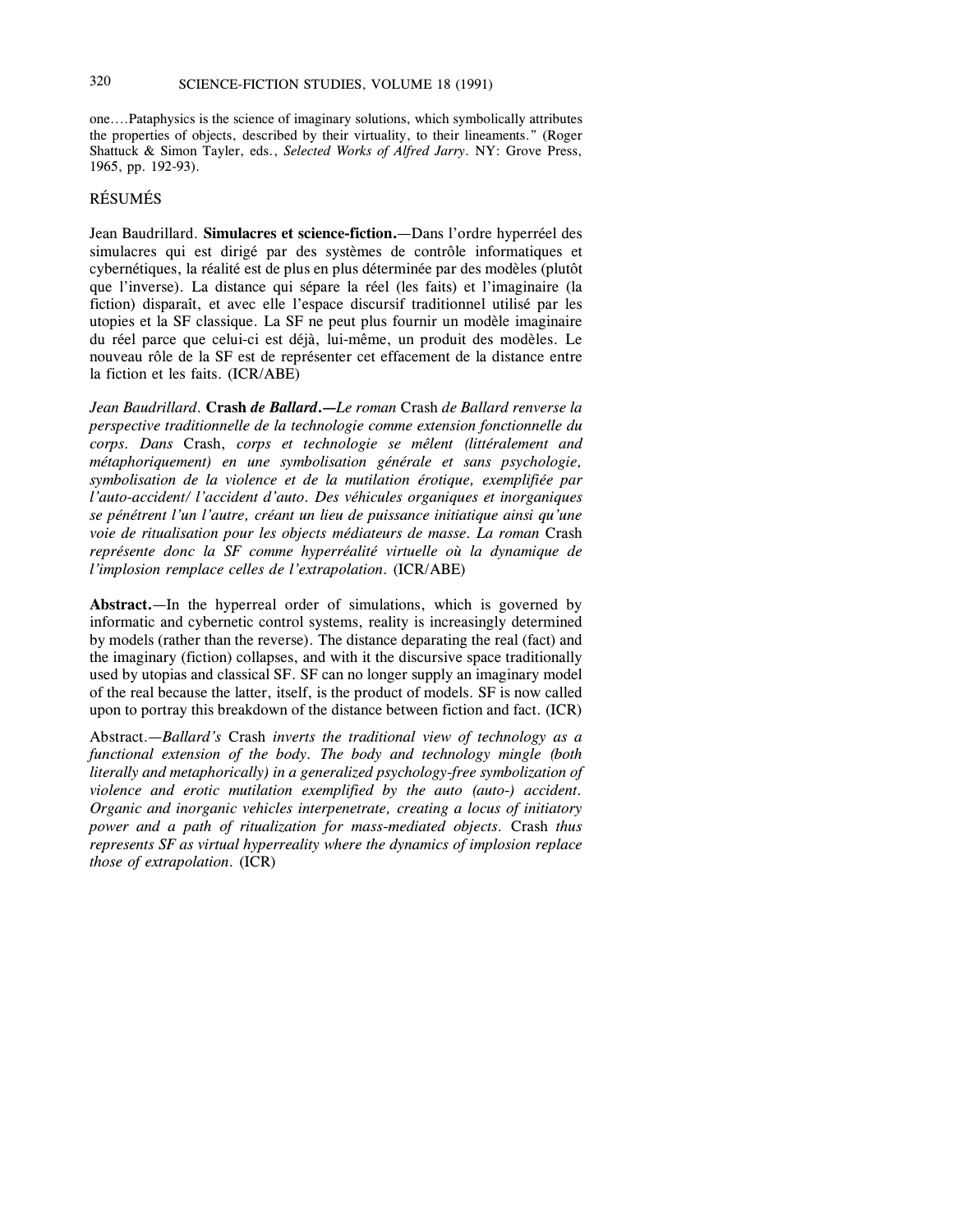one….Pataphysics is the science of imaginary solutions, which symbolically attributes the properties of objects, described by their virtuality, to their lineaments." (Roger Shattuck & Simon Tayler, eds., *Selected Works of Alfred Jarry*. NY: Grove Press, 1965, pp. 192-93).

## RÉSUMÉS

Jean Baudrillard. **Simulacres et science-fiction.**—Dans l'ordre hyperréel des simulacres qui est dirigé par des systèmes de contrôle informatiques et cybernétiques, la réalité est de plus en plus déterminée par des modèles (plutôt que l'inverse). La distance qui sépare la réel (les faits) et l'imaginaire (la fiction) disparaît, et avec elle l'espace discursif traditionnel utilisé par les utopies et la SF classique. La SF ne peut plus fournir un modèle imaginaire du réel parce que celui-ci est déjà, lui-même, un produit des modèles. Le nouveau rôle de la SF est de représenter cet effacement de la distance entre la fiction et les faits. (ICR/ABE)

*Jean Baudrillard.* **Crash *de Ballard*.—***Le roman* Crash *de Ballard renverse la perspective traditionnelle de la technologie comme extension fonctionnelle du corps. Dans* Crash, *corps et technologie se mêlent (littéralement and métaphoriquement) en une symbolisation générale et sans psychologie, symbolisation de la violence et de la mutilation érotique, exemplifiée par l'auto-accident/ l'accident d'auto. Des véhicules organiques et inorganiques se pénétrent l'un l'autre, créant un lieu de puissance initiatique ainsi qu'une voie de ritualisation pour les objects médiateurs de masse. La roman* Crash *représente donc la SF comme hyperréalité virtuelle où la dynamique de l'implosion remplace celles de l'extrapolation.* (ICR/ABE)

**Abstract.**—In the hyperreal order of simulations, which is governed by informatic and cybernetic control systems, reality is increasingly determined by models (rather than the reverse). The distance deparating the real (fact) and the imaginary (fiction) collapses, and with it the discursive space traditionally used by utopias and classical SF. SF can no longer supply an imaginary model of the real because the latter, itself, is the product of models. SF is now called upon to portray this breakdown of the distance between fiction and fact. (ICR)

Abstract.—*Ballard's* Crash *inverts the traditional view of technology as a functional extension of the body. The body and technology mingle (both literally and metaphorically) in a generalized psychology-free symbolization of violence and erotic mutilation exemplified by the auto (auto-) accident. Organic and inorganic vehicles interpenetrate, creating a locus of initiatory power and a path of ritualization for mass-mediated objects.* Crash *thus represents SF as virtual hyperreality where the dynamics of implosion replace those of extrapolation.* (ICR)